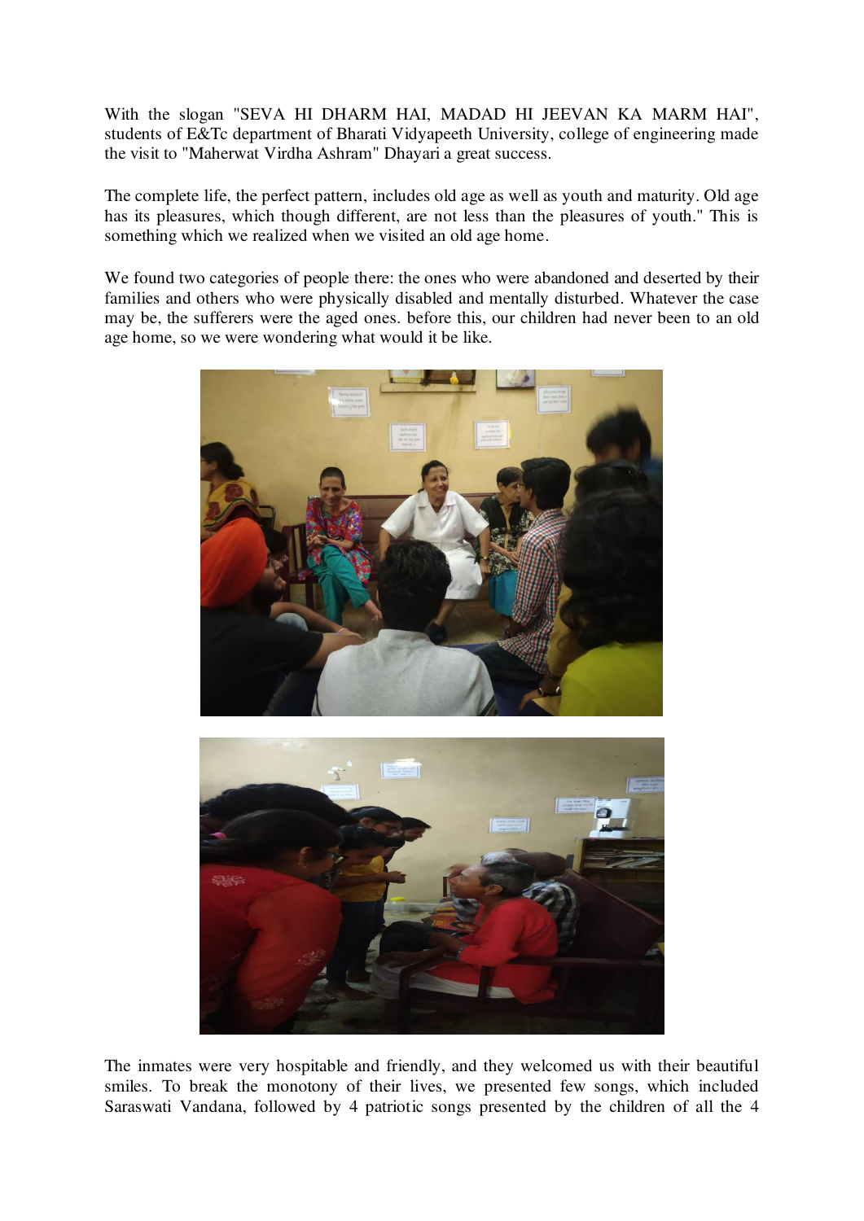With the slogan "SEVA HI DHARM HAI, MADAD HI JEEVAN KA MARM HAI", students of E&Tc department of Bharati Vidyapeeth University, college of engineering made the visit to "Maherwat Virdha Ashram" Dhayari a great success.

The complete life, the perfect pattern, includes old age as well as youth and maturity. Old age has its pleasures, which though different, are not less than the pleasures of youth." This is something which we realized when we visited an old age home.

We found two categories of people there: the ones who were abandoned and deserted by their families and others who were physically disabled and mentally disturbed. Whatever the case may be, the sufferers were the aged ones. before this, our children had never been to an old age home, so we were wondering what would it be like.

The inmates were very hospitable and friendly, and they welcomed us with their beautiful smiles. To break the monotony of their lives, we presented few songs, which included Saraswati Vandana, followed by 4 patriotic songs presented by the children of all the 4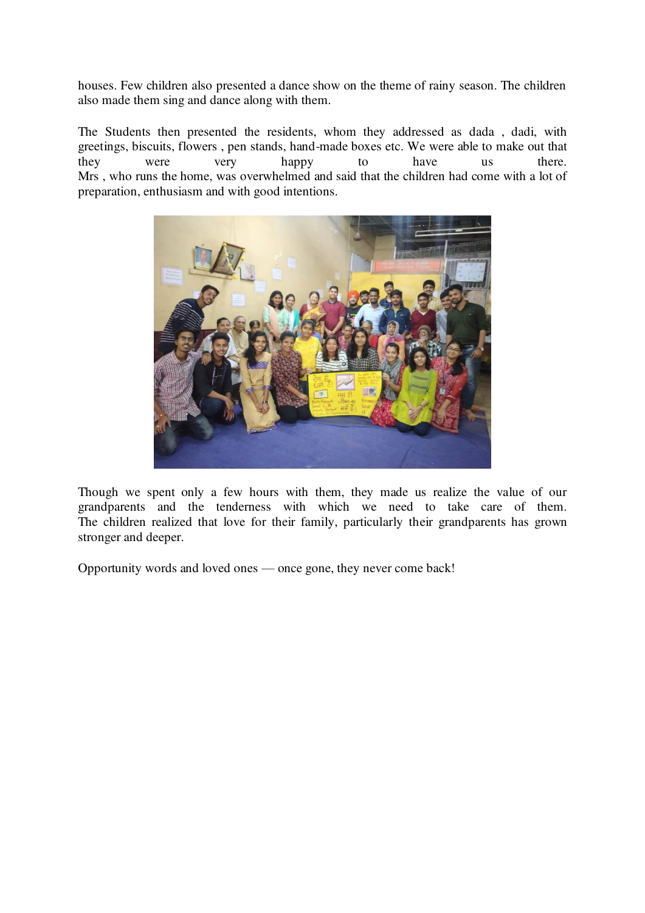houses. Few children also presented a dance show on the theme of rainy season. The children also made them sing and dance along with them.

The Students then presented the residents, whom they addressed as dada , dadi, with greetings, biscuits, flowers , pen stands, hand-made boxes etc. We were able to make out that they were very happy to have us there.
Mrs , who runs the home, was overwhelmed and said that the children had come with a lot of preparation, enthusiasm and with good intentions.

Though we spent only a few hours with them, they made us realize the value of our grandparents and the tenderness with which we need to take care of them.
The children realized that love for their family, particularly their grandparents has grown stronger and deeper.

Opportunity words and loved ones — once gone, they never come back!